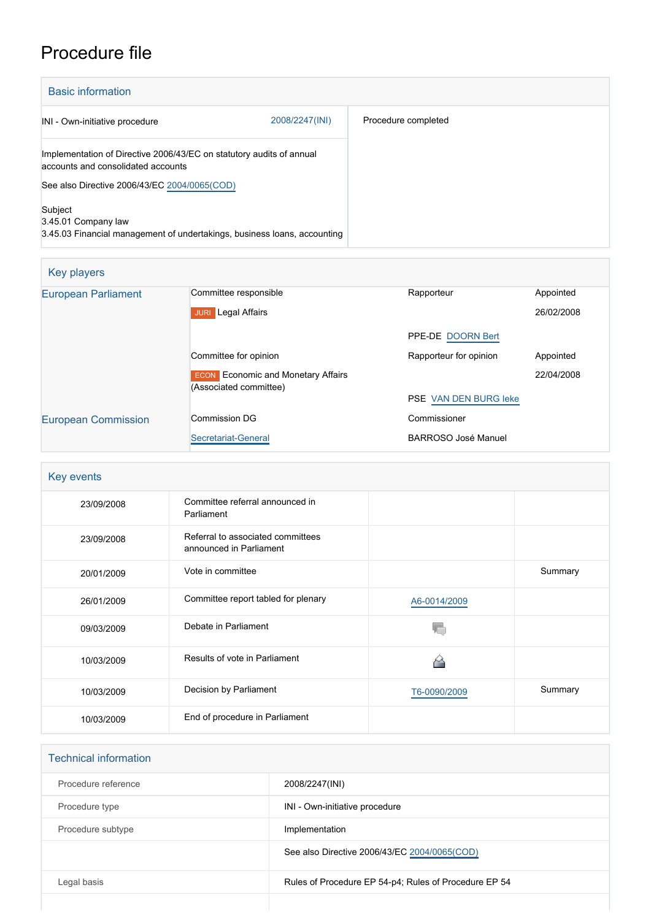# Procedure file

## Basic information

| | |
|---|---|
| INI - Own-initiative procedure 2008/2247(INI) | Procedure completed |
| Implementation of Directive 2006/43/EC on statutory audits of annual accounts and consolidated accounts<br><br>See also Directive 2006/43/EC 2004/0065(COD) | |
| Subject<br>3.45.01 Company law<br>3.45.03 Financial management of undertakings, business loans, accounting | |

## Key players

| | | | |
|---|---|---|---|
| European Parliament | Committee responsible | Rapporteur | Appointed |
| | JURI Legal Affairs | | 26/02/2008 |
| | | PPE-DE DOORN Bert | |
| | Committee for opinion | Rapporteur for opinion | Appointed |
| | ECON Economic and Monetary Affairs (Associated committee) | | 22/04/2008 |
| | | PSE VAN DEN BURG Ieke | |
| European Commission | Commission DG | Commissioner | |
| | Secretariat-General | BARROSO José Manuel | |

## Key events

| | | | |
|---|---|---|---|
| 23/09/2008 | Committee referral announced in Parliament | | |
| 23/09/2008 | Referral to associated committees announced in Parliament | | |
| 20/01/2009 | Vote in committee | | Summary |
| 26/01/2009 | Committee report tabled for plenary | A6-0014/2009 | |
| 09/03/2009 | Debate in Parliament | | |
| 10/03/2009 | Results of vote in Parliament | | |
| 10/03/2009 | Decision by Parliament | T6-0090/2009 | Summary |
| 10/03/2009 | End of procedure in Parliament | | |

## Technical information

| | |
|---|---|
| Procedure reference | 2008/2247(INI) |
| Procedure type | INI - Own-initiative procedure |
| Procedure subtype | Implementation |
| | See also Directive 2006/43/EC 2004/0065(COD) |
| Legal basis | Rules of Procedure EP 54-p4; Rules of Procedure EP 54 |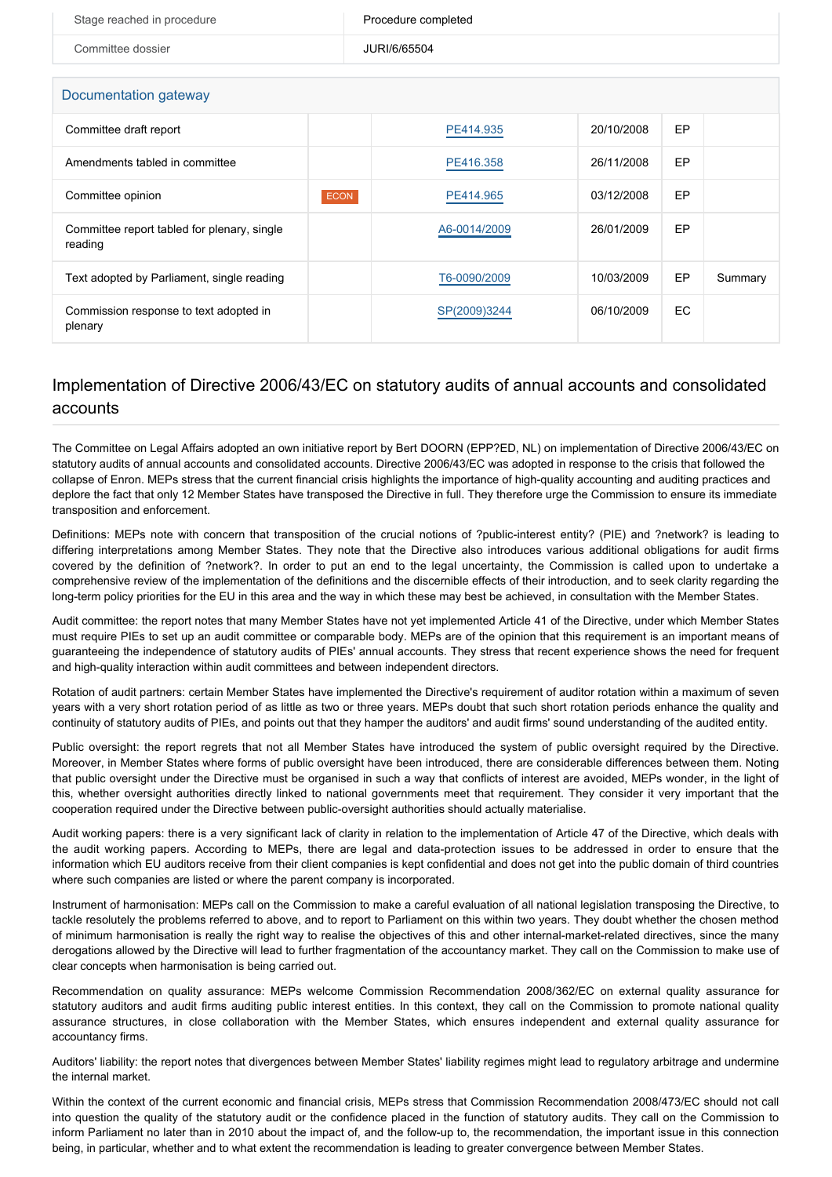| | |
|---|---|
| Stage reached in procedure | Procedure completed |
| Committee dossier | JURI/6/65504 |

**Documentation gateway**

| | | | | | |
|---|---|---|---|---|---|
| Committee draft report | | PE414.935 | 20/10/2008 | EP | |
| Amendments tabled in committee | | PE416.358 | 26/11/2008 | EP | |
| Committee opinion | ECON | PE414.965 | 03/12/2008 | EP | |
| Committee report tabled for plenary, single reading | | A6-0014/2009 | 26/01/2009 | EP | |
| Text adopted by Parliament, single reading | | T6-0090/2009 | 10/03/2009 | EP | Summary |
| Commission response to text adopted in plenary | | SP(2009)3244 | 06/10/2009 | EC | |

## Implementation of Directive 2006/43/EC on statutory audits of annual accounts and consolidated accounts

The Committee on Legal Affairs adopted an own initiative report by Bert DOORN (EPP?ED, NL) on implementation of Directive 2006/43/EC on statutory audits of annual accounts and consolidated accounts. Directive 2006/43/EC was adopted in response to the crisis that followed the collapse of Enron. MEPs stress that the current financial crisis highlights the importance of high-quality accounting and auditing practices and deplore the fact that only 12 Member States have transposed the Directive in full. They therefore urge the Commission to ensure its immediate transposition and enforcement.

Definitions: MEPs note with concern that transposition of the crucial notions of ?public-interest entity? (PIE) and ?network? is leading to differing interpretations among Member States. They note that the Directive also introduces various additional obligations for audit firms covered by the definition of ?network?. In order to put an end to the legal uncertainty, the Commission is called upon to undertake a comprehensive review of the implementation of the definitions and the discernible effects of their introduction, and to seek clarity regarding the long-term policy priorities for the EU in this area and the way in which these may best be achieved, in consultation with the Member States.

Audit committee: the report notes that many Member States have not yet implemented Article 41 of the Directive, under which Member States must require PIEs to set up an audit committee or comparable body. MEPs are of the opinion that this requirement is an important means of guaranteeing the independence of statutory audits of PIEs' annual accounts. They stress that recent experience shows the need for frequent and high-quality interaction within audit committees and between independent directors.

Rotation of audit partners: certain Member States have implemented the Directive's requirement of auditor rotation within a maximum of seven years with a very short rotation period of as little as two or three years. MEPs doubt that such short rotation periods enhance the quality and continuity of statutory audits of PIEs, and points out that they hamper the auditors' and audit firms' sound understanding of the audited entity.

Public oversight: the report regrets that not all Member States have introduced the system of public oversight required by the Directive. Moreover, in Member States where forms of public oversight have been introduced, there are considerable differences between them. Noting that public oversight under the Directive must be organised in such a way that conflicts of interest are avoided, MEPs wonder, in the light of this, whether oversight authorities directly linked to national governments meet that requirement. They consider it very important that the cooperation required under the Directive between public-oversight authorities should actually materialise.

Audit working papers: there is a very significant lack of clarity in relation to the implementation of Article 47 of the Directive, which deals with the audit working papers. According to MEPs, there are legal and data-protection issues to be addressed in order to ensure that the information which EU auditors receive from their client companies is kept confidential and does not get into the public domain of third countries where such companies are listed or where the parent company is incorporated.

Instrument of harmonisation: MEPs call on the Commission to make a careful evaluation of all national legislation transposing the Directive, to tackle resolutely the problems referred to above, and to report to Parliament on this within two years. They doubt whether the chosen method of minimum harmonisation is really the right way to realise the objectives of this and other internal-market-related directives, since the many derogations allowed by the Directive will lead to further fragmentation of the accountancy market. They call on the Commission to make use of clear concepts when harmonisation is being carried out.

Recommendation on quality assurance: MEPs welcome Commission Recommendation 2008/362/EC on external quality assurance for statutory auditors and audit firms auditing public interest entities. In this context, they call on the Commission to promote national quality assurance structures, in close collaboration with the Member States, which ensures independent and external quality assurance for accountancy firms.

Auditors' liability: the report notes that divergences between Member States' liability regimes might lead to regulatory arbitrage and undermine the internal market.

Within the context of the current economic and financial crisis, MEPs stress that Commission Recommendation 2008/473/EC should not call into question the quality of the statutory audit or the confidence placed in the function of statutory audits. They call on the Commission to inform Parliament no later than in 2010 about the impact of, and the follow-up to, the recommendation, the important issue in this connection being, in particular, whether and to what extent the recommendation is leading to greater convergence between Member States.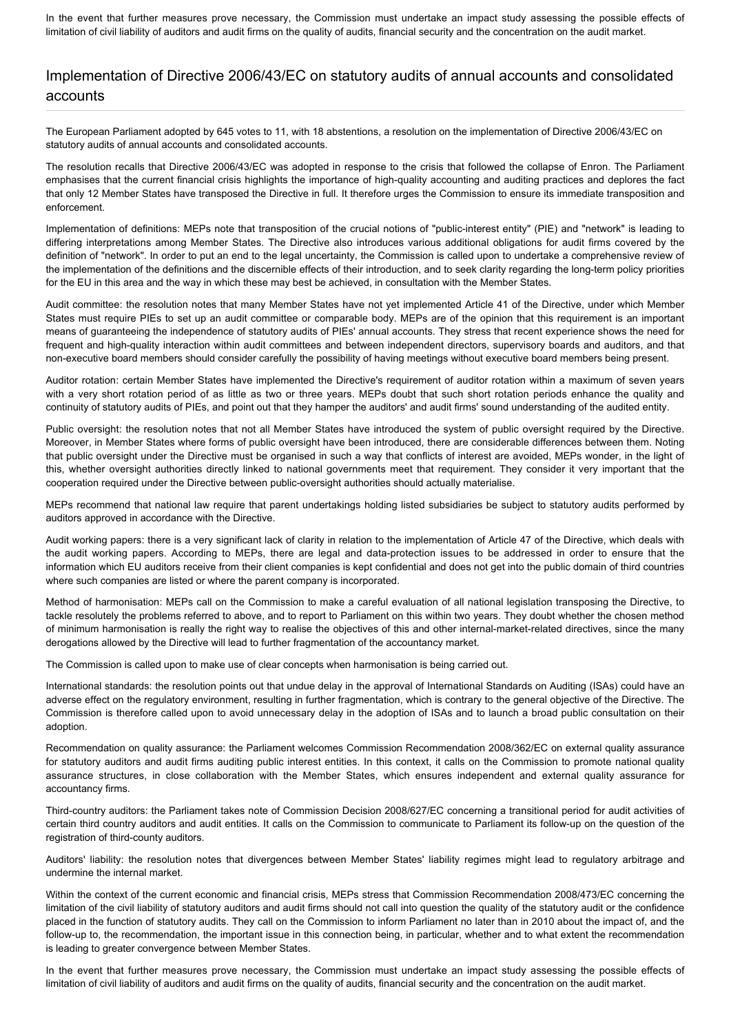In the event that further measures prove necessary, the Commission must undertake an impact study assessing the possible effects of limitation of civil liability of auditors and audit firms on the quality of audits, financial security and the concentration on the audit market.

## Implementation of Directive 2006/43/EC on statutory audits of annual accounts and consolidated accounts

The European Parliament adopted by 645 votes to 11, with 18 abstentions, a resolution on the implementation of Directive 2006/43/EC on statutory audits of annual accounts and consolidated accounts.

The resolution recalls that Directive 2006/43/EC was adopted in response to the crisis that followed the collapse of Enron. The Parliament emphasises that the current financial crisis highlights the importance of high-quality accounting and auditing practices and deplores the fact that only 12 Member States have transposed the Directive in full. It therefore urges the Commission to ensure its immediate transposition and enforcement.

Implementation of definitions: MEPs note that transposition of the crucial notions of "public-interest entity" (PIE) and "network" is leading to differing interpretations among Member States. The Directive also introduces various additional obligations for audit firms covered by the definition of "network". In order to put an end to the legal uncertainty, the Commission is called upon to undertake a comprehensive review of the implementation of the definitions and the discernible effects of their introduction, and to seek clarity regarding the long-term policy priorities for the EU in this area and the way in which these may best be achieved, in consultation with the Member States.

Audit committee: the resolution notes that many Member States have not yet implemented Article 41 of the Directive, under which Member States must require PIEs to set up an audit committee or comparable body. MEPs are of the opinion that this requirement is an important means of guaranteeing the independence of statutory audits of PIEs' annual accounts. They stress that recent experience shows the need for frequent and high-quality interaction within audit committees and between independent directors, supervisory boards and auditors, and that non-executive board members should consider carefully the possibility of having meetings without executive board members being present.

Auditor rotation: certain Member States have implemented the Directive's requirement of auditor rotation within a maximum of seven years with a very short rotation period of as little as two or three years. MEPs doubt that such short rotation periods enhance the quality and continuity of statutory audits of PIEs, and point out that they hamper the auditors' and audit firms' sound understanding of the audited entity.

Public oversight: the resolution notes that not all Member States have introduced the system of public oversight required by the Directive. Moreover, in Member States where forms of public oversight have been introduced, there are considerable differences between them. Noting that public oversight under the Directive must be organised in such a way that conflicts of interest are avoided, MEPs wonder, in the light of this, whether oversight authorities directly linked to national governments meet that requirement. They consider it very important that the cooperation required under the Directive between public-oversight authorities should actually materialise.

MEPs recommend that national law require that parent undertakings holding listed subsidiaries be subject to statutory audits performed by auditors approved in accordance with the Directive.

Audit working papers: there is a very significant lack of clarity in relation to the implementation of Article 47 of the Directive, which deals with the audit working papers. According to MEPs, there are legal and data-protection issues to be addressed in order to ensure that the information which EU auditors receive from their client companies is kept confidential and does not get into the public domain of third countries where such companies are listed or where the parent company is incorporated.

Method of harmonisation: MEPs call on the Commission to make a careful evaluation of all national legislation transposing the Directive, to tackle resolutely the problems referred to above, and to report to Parliament on this within two years. They doubt whether the chosen method of minimum harmonisation is really the right way to realise the objectives of this and other internal-market-related directives, since the many derogations allowed by the Directive will lead to further fragmentation of the accountancy market.

The Commission is called upon to make use of clear concepts when harmonisation is being carried out.

International standards: the resolution points out that undue delay in the approval of International Standards on Auditing (ISAs) could have an adverse effect on the regulatory environment, resulting in further fragmentation, which is contrary to the general objective of the Directive. The Commission is therefore called upon to avoid unnecessary delay in the adoption of ISAs and to launch a broad public consultation on their adoption.

Recommendation on quality assurance: the Parliament welcomes Commission Recommendation 2008/362/EC on external quality assurance for statutory auditors and audit firms auditing public interest entities. In this context, it calls on the Commission to promote national quality assurance structures, in close collaboration with the Member States, which ensures independent and external quality assurance for accountancy firms.

Third-country auditors: the Parliament takes note of Commission Decision 2008/627/EC concerning a transitional period for audit activities of certain third country auditors and audit entities. It calls on the Commission to communicate to Parliament its follow-up on the question of the registration of third-county auditors.

Auditors' liability: the resolution notes that divergences between Member States' liability regimes might lead to regulatory arbitrage and undermine the internal market.

Within the context of the current economic and financial crisis, MEPs stress that Commission Recommendation 2008/473/EC concerning the limitation of the civil liability of statutory auditors and audit firms should not call into question the quality of the statutory audit or the confidence placed in the function of statutory audits. They call on the Commission to inform Parliament no later than in 2010 about the impact of, and the follow-up to, the recommendation, the important issue in this connection being, in particular, whether and to what extent the recommendation is leading to greater convergence between Member States.

In the event that further measures prove necessary, the Commission must undertake an impact study assessing the possible effects of limitation of civil liability of auditors and audit firms on the quality of audits, financial security and the concentration on the audit market.